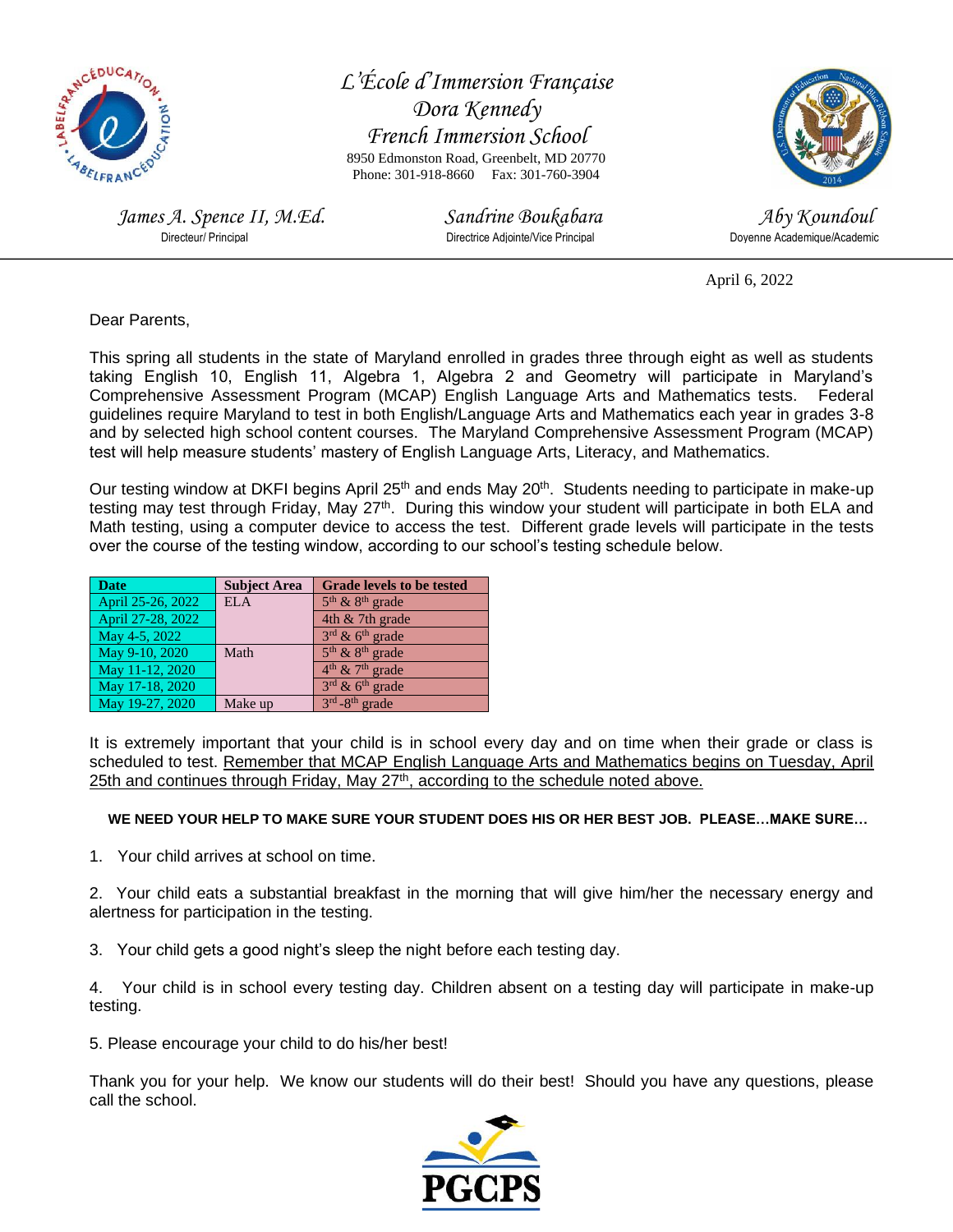# L'École d'Immersion Française Dora Kennedy French Immersion School

8950 Edmonston Road, Greenbelt, MD 20770
Phone: 301-918-8660 Fax: 301-760-3904

*James A. Spence II, M.Ed.*
Directeur/ Principal

*Sandrine Boukabara*
Directrice Adjointe/Vice Principal

*Aby Koundoul*
Doyenne Academique/Academic

April 6, 2022

Dear Parents,

This spring all students in the state of Maryland enrolled in grades three through eight as well as students taking English 10, English 11, Algebra 1, Algebra 2 and Geometry will participate in Maryland's Comprehensive Assessment Program (MCAP) English Language Arts and Mathematics tests. Federal guidelines require Maryland to test in both English/Language Arts and Mathematics each year in grades 3-8 and by selected high school content courses. The Maryland Comprehensive Assessment Program (MCAP) test will help measure students' mastery of English Language Arts, Literacy, and Mathematics.

Our testing window at DKFI begins April 25th and ends May 20th. Students needing to participate in make-up testing may test through Friday, May 27th. During this window your student will participate in both ELA and Math testing, using a computer device to access the test. Different grade levels will participate in the tests over the course of the testing window, according to our school's testing schedule below.

| Date | Subject Area | Grade levels to be tested |
|---|---|---|
| April 25-26, 2022 | ELA | 5th & 8th grade |
| April 27-28, 2022 | | 4th & 7th grade |
| May 4-5, 2022 | | 3rd & 6th grade |
| May 9-10, 2020 | Math | 5th & 8th grade |
| May 11-12, 2020 | | 4th & 7th grade |
| May 17-18, 2020 | | 3rd & 6th grade |
| May 19-27, 2020 | Make up | 3rd -8th grade |

It is extremely important that your child is in school every day and on time when their grade or class is scheduled to test. <u>Remember that MCAP English Language Arts and Mathematics begins on Tuesday, April 25th and continues through Friday, May 27th, according to the schedule noted above.</u>

**WE NEED YOUR HELP TO MAKE SURE YOUR STUDENT DOES HIS OR HER BEST JOB. PLEASE…MAKE SURE…**

1. Your child arrives at school on time.

2. Your child eats a substantial breakfast in the morning that will give him/her the necessary energy and alertness for participation in the testing.

3. Your child gets a good night's sleep the night before each testing day.

4. Your child is in school every testing day. Children absent on a testing day will participate in make-up testing.

5. Please encourage your child to do his/her best!

Thank you for your help. We know our students will do their best! Should you have any questions, please call the school.

PGCPS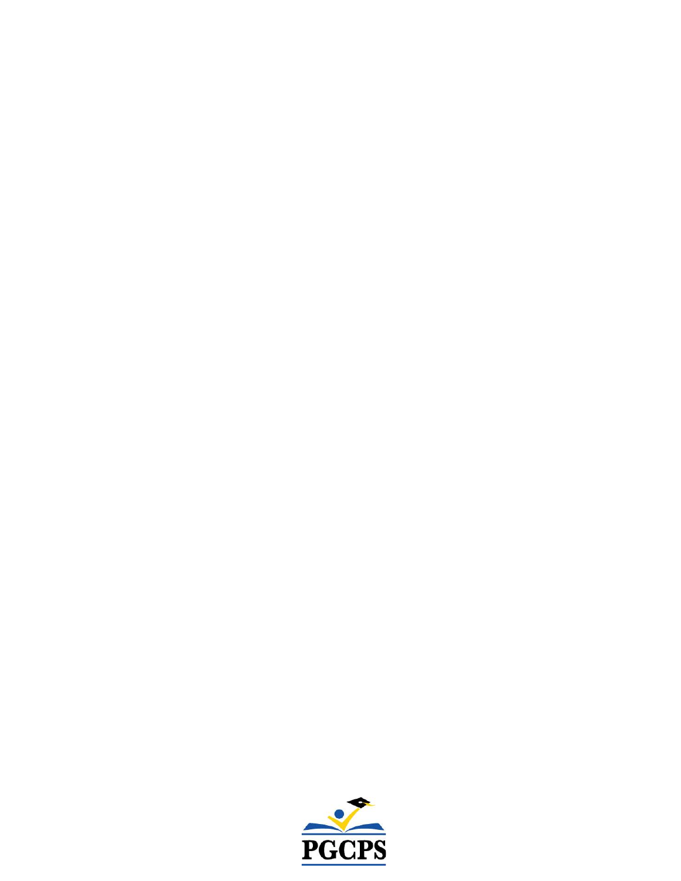PGCPS